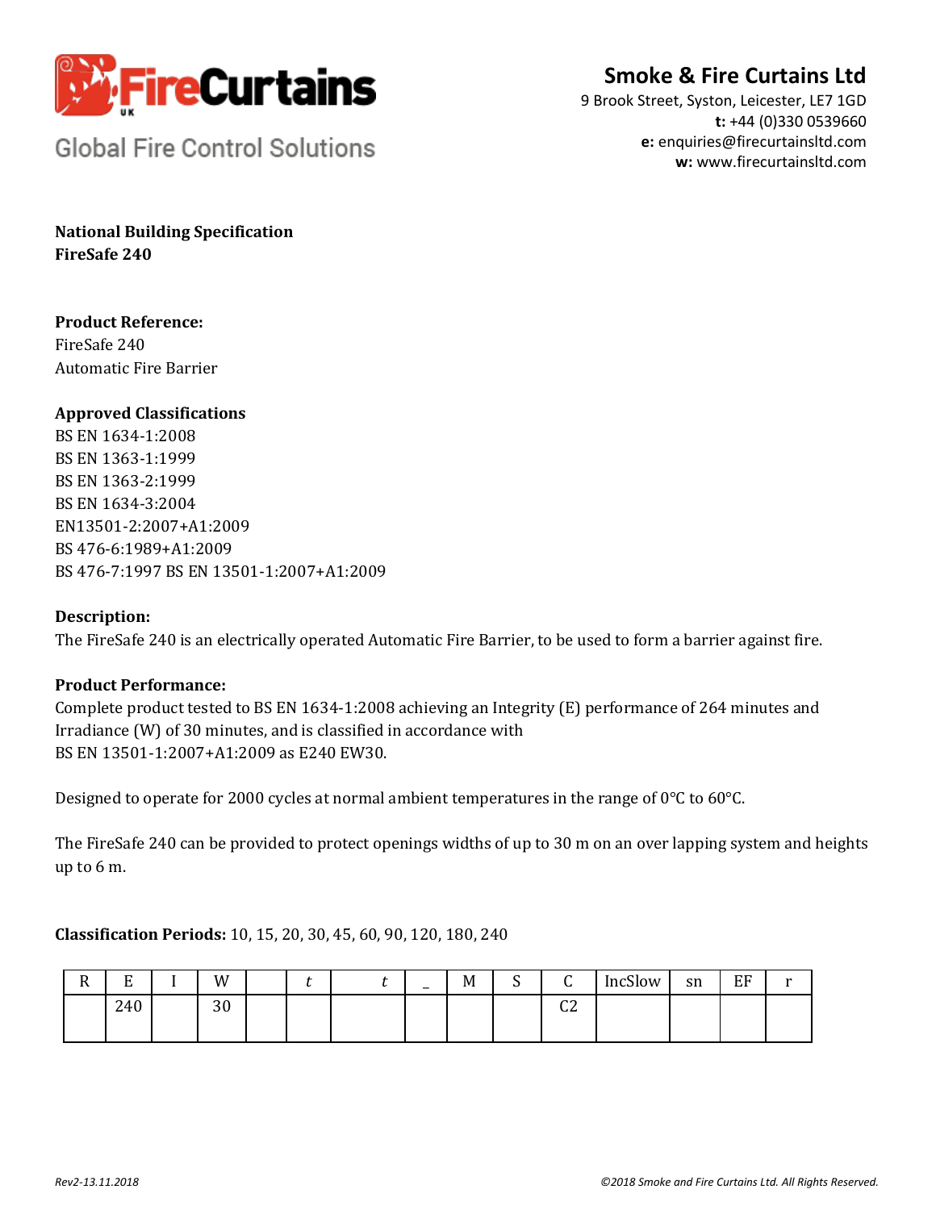FireCurtains UK

Global Fire Control Solutions

**Smoke & Fire Curtains Ltd**
9 Brook Street, Syston, Leicester, LE7 1GD
**t:** +44 (0)330 0539660
**e:** enquiries@firecurtainsltd.com
**w:** www.firecurtainsltd.com

**National Building Specification**
**FireSafe 240**

**Product Reference:**
FireSafe 240
Automatic Fire Barrier

**Approved Classifications**
BS EN 1634-1:2008
BS EN 1363-1:1999
BS EN 1363-2:1999
BS EN 1634-3:2004
EN13501-2:2007+A1:2009
BS 476-6:1989+A1:2009
BS 476-7:1997 BS EN 13501-1:2007+A1:2009

**Description:**
The FireSafe 240 is an electrically operated Automatic Fire Barrier, to be used to form a barrier against fire.

**Product Performance:**
Complete product tested to BS EN 1634-1:2008 achieving an Integrity (E) performance of 264 minutes and Irradiance (W) of 30 minutes, and is classified in accordance with
BS EN 13501-1:2007+A1:2009 as E240 EW30.

Designed to operate for 2000 cycles at normal ambient temperatures in the range of 0°C to 60°C.

The FireSafe 240 can be provided to protect openings widths of up to 30 m on an over lapping system and heights up to 6 m.

**Classification Periods:** 10, 15, 20, 30, 45, 60, 90, 120, 180, 240

| R | E | I | W | | *t* | *t* | _ | M | S | C | IncSlow | sn | EF | r |
|---|---|---|---|---|---|---|---|---|---|---|---|---|---|---|
| | 240 | | 30 | | | | | | | C2 | | | | |

*Rev2-13.11.2018*

*©2018 Smoke and Fire Curtains Ltd. All Rights Reserved.*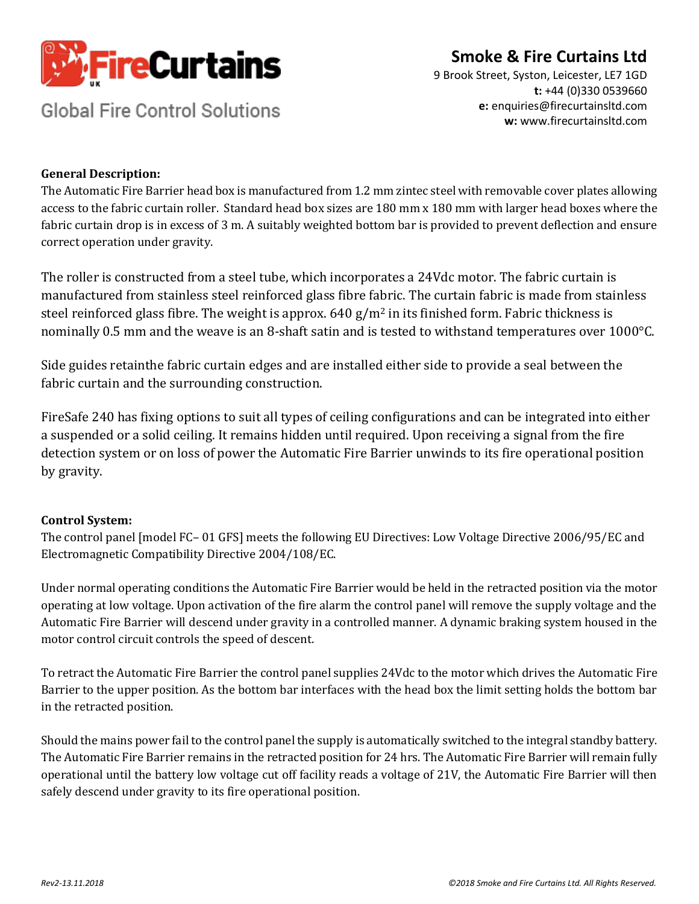**Smoke & Fire Curtains Ltd**
9 Brook Street, Syston, Leicester, LE7 1GD
**t:** +44 (0)330 0539660
**e:** enquiries@firecurtainsltd.com
**w:** www.firecurtainsltd.com

Global Fire Control Solutions

**General Description:**

The Automatic Fire Barrier head box is manufactured from 1.2 mm zintec steel with removable cover plates allowing access to the fabric curtain roller. Standard head box sizes are 180 mm x 180 mm with larger head boxes where the fabric curtain drop is in excess of 3 m. A suitably weighted bottom bar is provided to prevent deflection and ensure correct operation under gravity.

The roller is constructed from a steel tube, which incorporates a 24Vdc motor. The fabric curtain is manufactured from stainless steel reinforced glass fibre fabric. The curtain fabric is made from stainless steel reinforced glass fibre. The weight is approx. 640 $g/m^2$ in its finished form. Fabric thickness is nominally 0.5 mm and the weave is an 8-shaft satin and is tested to withstand temperatures over 1000°C.

Side guides retainthe fabric curtain edges and are installed either side to provide a seal between the fabric curtain and the surrounding construction.

FireSafe 240 has fixing options to suit all types of ceiling configurations and can be integrated into either a suspended or a solid ceiling. It remains hidden until required. Upon receiving a signal from the fire detection system or on loss of power the Automatic Fire Barrier unwinds to its fire operational position by gravity.

**Control System:**

The control panel [model FC– 01 GFS] meets the following EU Directives: Low Voltage Directive 2006/95/EC and Electromagnetic Compatibility Directive 2004/108/EC.

Under normal operating conditions the Automatic Fire Barrier would be held in the retracted position via the motor operating at low voltage. Upon activation of the fire alarm the control panel will remove the supply voltage and the Automatic Fire Barrier will descend under gravity in a controlled manner. A dynamic braking system housed in the motor control circuit controls the speed of descent.

To retract the Automatic Fire Barrier the control panel supplies 24Vdc to the motor which drives the Automatic Fire Barrier to the upper position. As the bottom bar interfaces with the head box the limit setting holds the bottom bar in the retracted position.

Should the mains power fail to the control panel the supply is automatically switched to the integral standby battery. The Automatic Fire Barrier remains in the retracted position for 24 hrs. The Automatic Fire Barrier will remain fully operational until the battery low voltage cut off facility reads a voltage of 21V, the Automatic Fire Barrier will then safely descend under gravity to its fire operational position.

*Rev2-13.11.2018* *©2018 Smoke and Fire Curtains Ltd. All Rights Reserved.*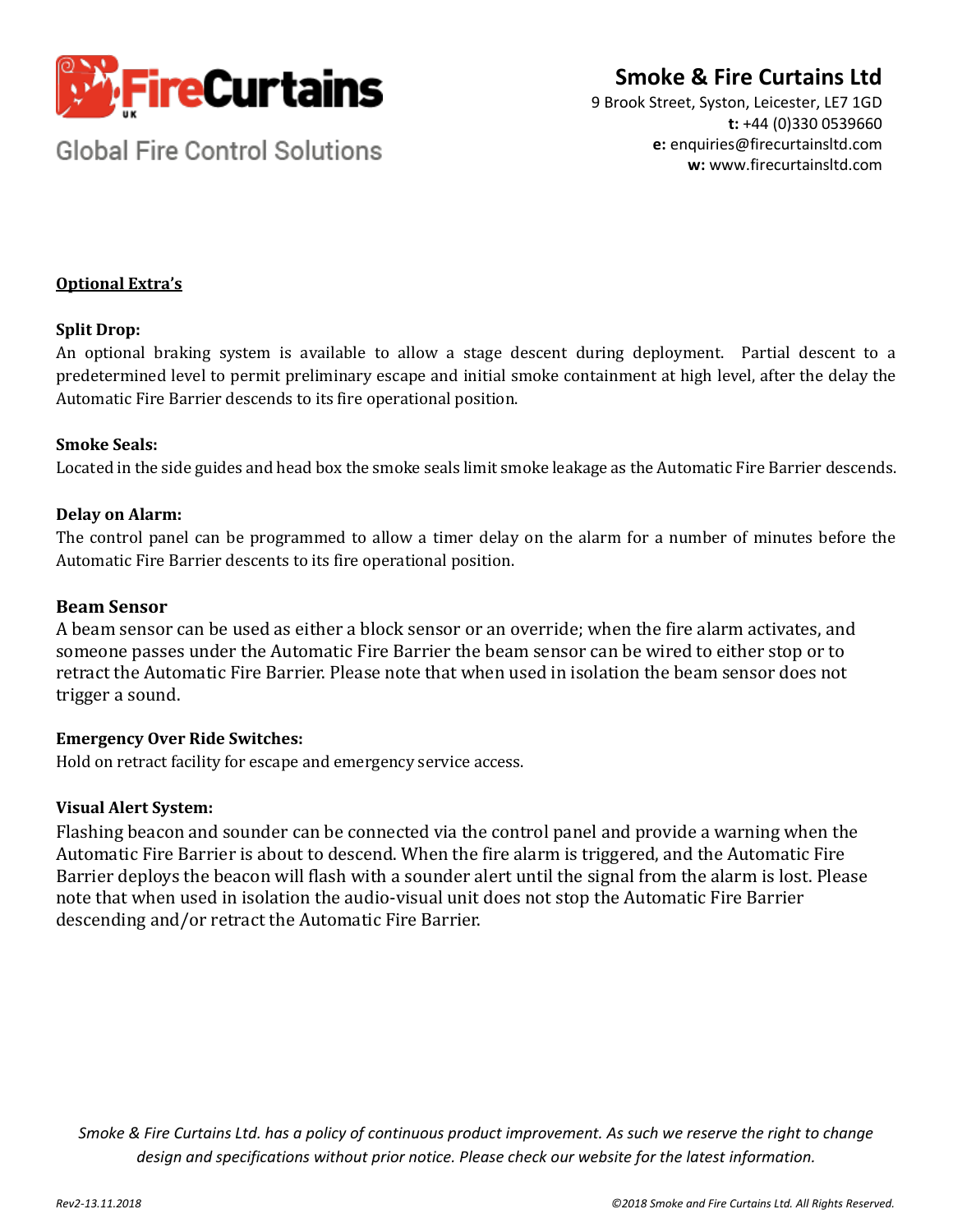**Smoke & Fire Curtains Ltd**
9 Brook Street, Syston, Leicester, LE7 1GD
**t:** +44 (0)330 0539660
**e:** enquiries@firecurtainsltd.com
**w:** www.firecurtainsltd.com

Global Fire Control Solutions

## Optional Extra's

**Split Drop:**
An optional braking system is available to allow a stage descent during deployment. Partial descent to a predetermined level to permit preliminary escape and initial smoke containment at high level, after the delay the Automatic Fire Barrier descends to its fire operational position.

**Smoke Seals:**
Located in the side guides and head box the smoke seals limit smoke leakage as the Automatic Fire Barrier descends.

**Delay on Alarm:**
The control panel can be programmed to allow a timer delay on the alarm for a number of minutes before the Automatic Fire Barrier descents to its fire operational position.

**Beam Sensor**
A beam sensor can be used as either a block sensor or an override; when the fire alarm activates, and someone passes under the Automatic Fire Barrier the beam sensor can be wired to either stop or to retract the Automatic Fire Barrier. Please note that when used in isolation the beam sensor does not trigger a sound.

**Emergency Over Ride Switches:**
Hold on retract facility for escape and emergency service access.

**Visual Alert System:**
Flashing beacon and sounder can be connected via the control panel and provide a warning when the Automatic Fire Barrier is about to descend. When the fire alarm is triggered, and the Automatic Fire Barrier deploys the beacon will flash with a sounder alert until the signal from the alarm is lost. Please note that when used in isolation the audio-visual unit does not stop the Automatic Fire Barrier descending and/or retract the Automatic Fire Barrier.

*Smoke & Fire Curtains Ltd. has a policy of continuous product improvement. As such we reserve the right to change design and specifications without prior notice. Please check our website for the latest information.*

*Rev2-13.11.2018*

*©2018 Smoke and Fire Curtains Ltd. All Rights Reserved.*